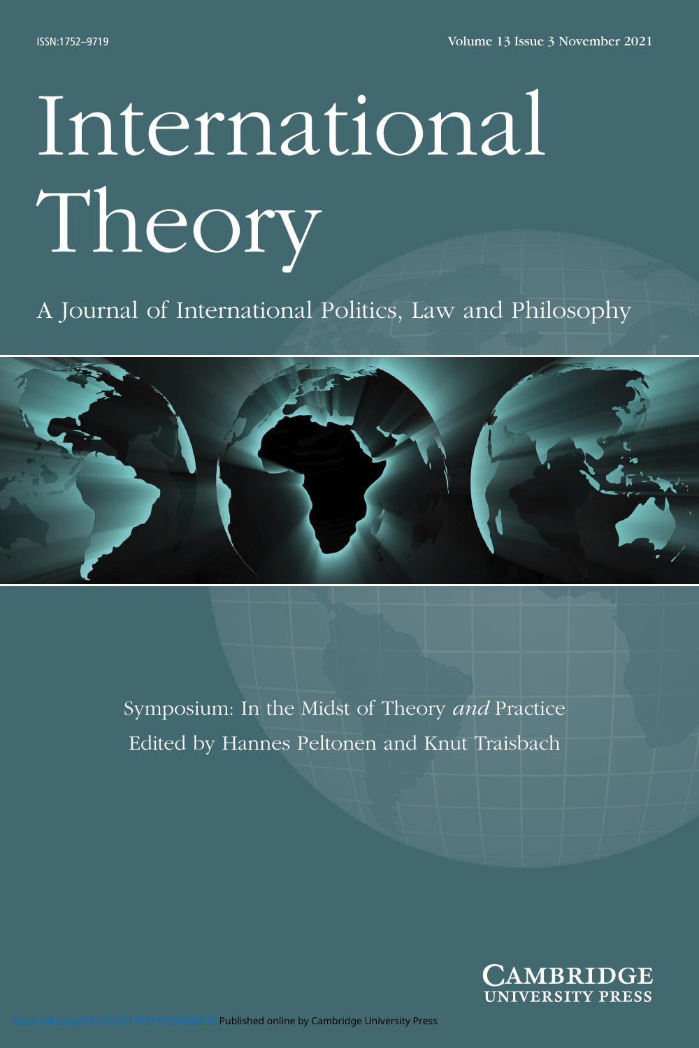ISSN:1752–9719

Volume 13 Issue 3 November 2021

# International Theory

A Journal of International Politics, Law and Philosophy

Symposium: In the Midst of Theory *and* Practice
Edited by Hannes Peltonen and Knut Traisbach

CAMBRIDGE UNIVERSITY PRESS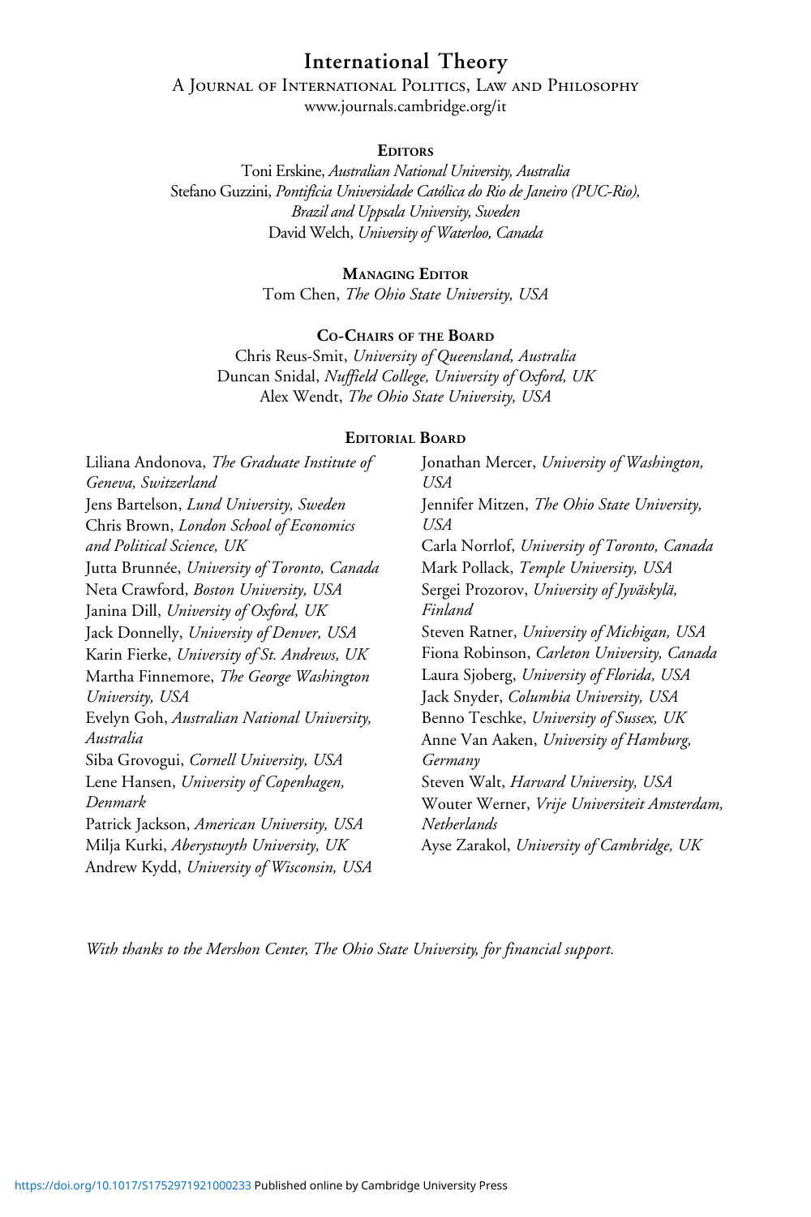# International Theory

A Journal of International Politics, Law and Philosophy

www.journals.cambridge.org/it

## Editors

Toni Erskine, *Australian National University, Australia*

Stefano Guzzini, *Pontifícia Universidade Católica do Rio de Janeiro (PUC-Rio), Brazil and Uppsala University, Sweden*

David Welch, *University of Waterloo, Canada*

## Managing Editor

Tom Chen, *The Ohio State University, USA*

## Co-Chairs of the Board

Chris Reus-Smit, *University of Queensland, Australia*

Duncan Snidal, *Nuffield College, University of Oxford, UK*

Alex Wendt, *The Ohio State University, USA*

## Editorial Board

Liliana Andonova, *The Graduate Institute of Geneva, Switzerland*
Jens Bartelson, *Lund University, Sweden*
Chris Brown, *London School of Economics and Political Science, UK*
Jutta Brunnée, *University of Toronto, Canada*
Neta Crawford, *Boston University, USA*
Janina Dill, *University of Oxford, UK*
Jack Donnelly, *University of Denver, USA*
Karin Fierke, *University of St. Andrews, UK*
Martha Finnemore, *The George Washington University, USA*
Evelyn Goh, *Australian National University, Australia*
Siba Grovogui, *Cornell University, USA*
Lene Hansen, *University of Copenhagen, Denmark*
Patrick Jackson, *American University, USA*
Milja Kurki, *Aberystwyth University, UK*
Andrew Kydd, *University of Wisconsin, USA*
Jonathan Mercer, *University of Washington, USA*
Jennifer Mitzen, *The Ohio State University, USA*
Carla Norrlof, *University of Toronto, Canada*
Mark Pollack, *Temple University, USA*
Sergei Prozorov, *University of Jyväskylä, Finland*
Steven Ratner, *University of Michigan, USA*
Fiona Robinson, *Carleton University, Canada*
Laura Sjoberg, *University of Florida, USA*
Jack Snyder, *Columbia University, USA*
Benno Teschke, *University of Sussex, UK*
Anne Van Aaken, *University of Hamburg, Germany*
Steven Walt, *Harvard University, USA*
Wouter Werner, *Vrije Universiteit Amsterdam, Netherlands*
Ayse Zarakol, *University of Cambridge, UK*

*With thanks to the Mershon Center, The Ohio State University, for financial support.*